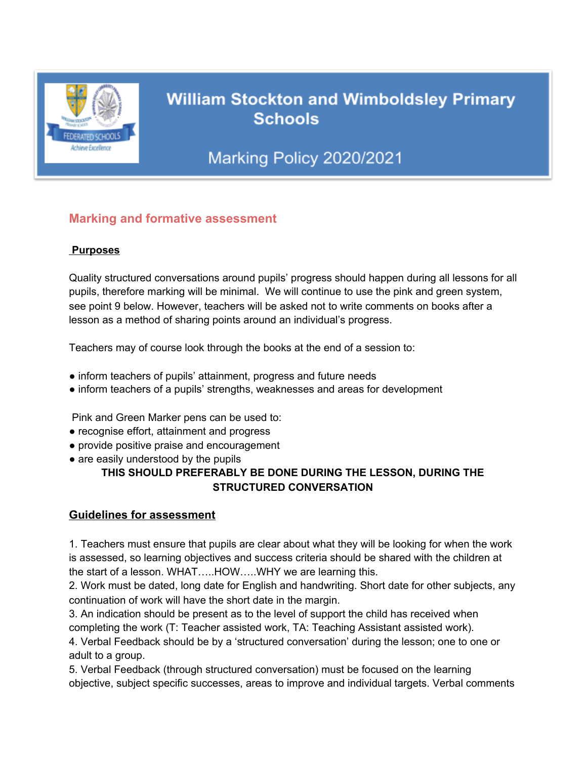# William Stockton and Wimboldsley Primary Schools

## Marking Policy 2020/2021

## Marking and formative assessment

**Purposes**

Quality structured conversations around pupils' progress should happen during all lessons for all pupils, therefore marking will be minimal. We will continue to use the pink and green system, see point 9 below. However, teachers will be asked not to write comments on books after a lesson as a method of sharing points around an individual's progress.

Teachers may of course look through the books at the end of a session to:

- inform teachers of pupils' attainment, progress and future needs
- inform teachers of a pupils' strengths, weaknesses and areas for development

Pink and Green Marker pens can be used to:

- recognise effort, attainment and progress
- provide positive praise and encouragement
- are easily understood by the pupils

**THIS SHOULD PREFERABLY BE DONE DURING THE LESSON, DURING THE STRUCTURED CONVERSATION**

**Guidelines for assessment**

1. Teachers must ensure that pupils are clear about what they will be looking for when the work is assessed, so learning objectives and success criteria should be shared with the children at the start of a lesson. WHAT…..HOW…..WHY we are learning this.
2. Work must be dated, long date for English and handwriting. Short date for other subjects, any continuation of work will have the short date in the margin.
3. An indication should be present as to the level of support the child has received when completing the work (T: Teacher assisted work, TA: Teaching Assistant assisted work).
4. Verbal Feedback should be by a 'structured conversation' during the lesson; one to one or adult to a group.
5. Verbal Feedback (through structured conversation) must be focused on the learning objective, subject specific successes, areas to improve and individual targets. Verbal comments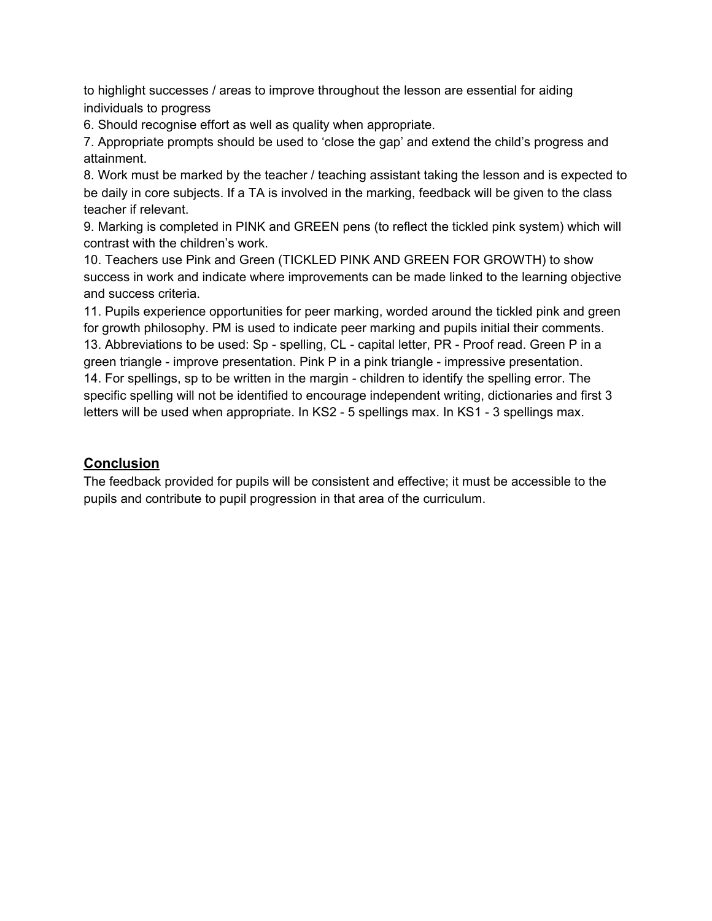to highlight successes / areas to improve throughout the lesson are essential for aiding individuals to progress

6. Should recognise effort as well as quality when appropriate.
7. Appropriate prompts should be used to 'close the gap' and extend the child's progress and attainment.
8. Work must be marked by the teacher / teaching assistant taking the lesson and is expected to be daily in core subjects. If a TA is involved in the marking, feedback will be given to the class teacher if relevant.
9. Marking is completed in PINK and GREEN pens (to reflect the tickled pink system) which will contrast with the children's work.
10. Teachers use Pink and Green (TICKLED PINK AND GREEN FOR GROWTH) to show success in work and indicate where improvements can be made linked to the learning objective and success criteria.
11. Pupils experience opportunities for peer marking, worded around the tickled pink and green for growth philosophy. PM is used to indicate peer marking and pupils initial their comments.
13. Abbreviations to be used: Sp - spelling, CL - capital letter, PR - Proof read. Green P in a green triangle - improve presentation. Pink P in a pink triangle - impressive presentation.
14. For spellings, sp to be written in the margin - children to identify the spelling error. The specific spelling will not be identified to encourage independent writing, dictionaries and first 3 letters will be used when appropriate. In KS2 - 5 spellings max. In KS1 - 3 spellings max.

## <u>**Conclusion**</u>

The feedback provided for pupils will be consistent and effective; it must be accessible to the pupils and contribute to pupil progression in that area of the curriculum.